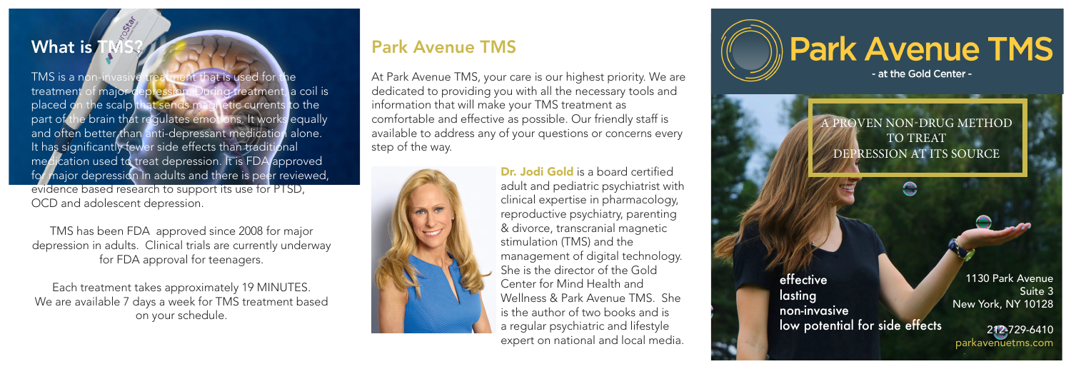## What is TMS?

TMS is a non-invasive treatment that is used for the treatment of major depression. During treatment, a coil is placed on the scalp that sends magnetic currents to the part of the brain that regulates emotions. It works equally and often better than anti-depressant medication alone. It has significantly fewer side effects than traditional medication used to treat depression. It is FDA approved for major depression in adults and there is peer reviewed, evidence based research to support its use for PTSD, OCD and adolescent depression.

TMS has been FDA approved since 2008 for major depression in adults. Clinical trials are currently underway for FDA approval for teenagers.

Each treatment takes approximately 19 MINUTES. We are available 7 days a week for TMS treatment based on your schedule.

## Park Avenue TMS

At Park Avenue TMS, your care is our highest priority. We are dedicated to providing you with all the necessary tools and information that will make your TMS treatment as comfortable and effective as possible. Our friendly staff is available to address any of your questions or concerns every step of the way.

**Dr. Jodi Gold** is a board certified adult and pediatric psychiatrist with clinical expertise in pharmacology, reproductive psychiatry, parenting & divorce, transcranial magnetic stimulation (TMS) and the management of digital technology. She is the director of the Gold Center for Mind Health and Wellness & Park Avenue TMS. She is the author of two books and is a regular psychiatric and lifestyle expert on national and local media.

# Park Avenue TMS

- at the Gold Center -

A PROVEN NON-DRUG METHOD TO TREAT DEPRESSION AT ITS SOURCE

effective
lasting
non-invasive
low potential for side effects

1130 Park Avenue
Suite 3
New York, NY 10128

212-729-6410
parkavenuetms.com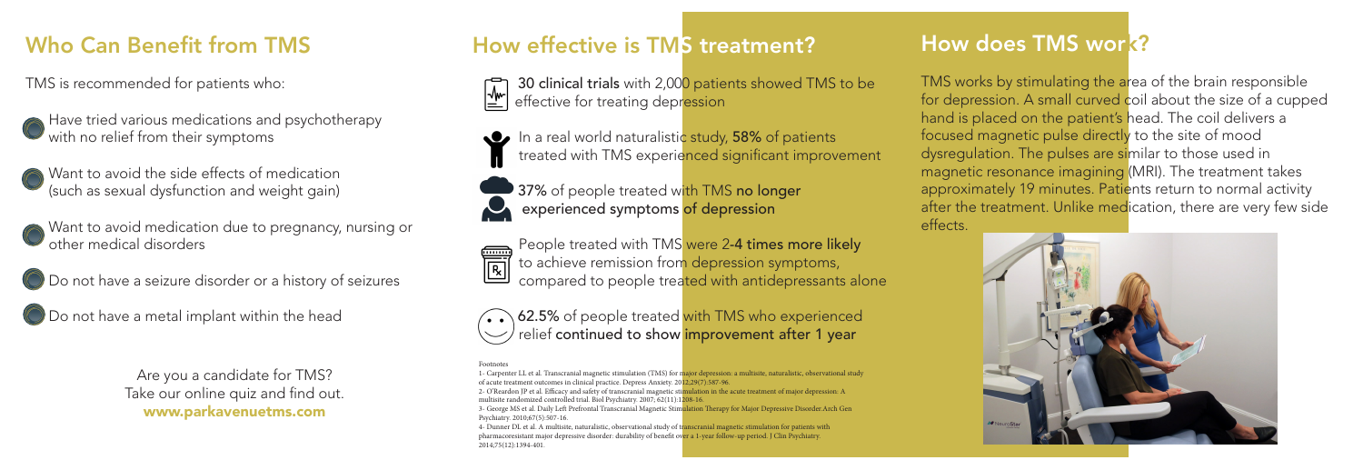## Who Can Benefit from TMS

TMS is recommended for patients who:

- Have tried various medications and psychotherapy with no relief from their symptoms
- Want to avoid the side effects of medication (such as sexual dysfunction and weight gain)
- Want to avoid medication due to pregnancy, nursing or other medical disorders
- Do not have a seizure disorder or a history of seizures
- Do not have a metal implant within the head

Are you a candidate for TMS?
Take our online quiz and find out.
**www.parkavenuetms.com**

## How effective is TMS treatment?

**30 clinical trials** with 2,000 patients showed TMS to be effective for treating depression

In a real world naturalistic study, **58%** of patients treated with TMS experienced significant improvement

**37%** of people treated with TMS **no longer experienced symptoms** of depression

People treated with TMS were **2-4 times more likely** to achieve remission from depression symptoms, compared to people treated with antidepressants alone

**62.5%** of people treated with TMS who experienced relief **continued to show improvement after 1 year**

Footnotes

1- Carpenter LL et al. Transcranial magnetic stimulation (TMS) for major depression: a multisite, naturalistic, observational study of acute treatment outcomes in clinical practice. Depress Anxiety. 2012;29(7):587-96.

2- O'Reardon JP et al. Efficacy and safety of transcranial magnetic stimulation in the acute treatment of major depression: A multisite randomized controlled trial. Biol Psychiatry. 2007; 62(11):1208-16.

3- George MS et al. Daily Left Prefrontal Transcranial Magnetic Stimulation Therapy for Major Depressive Disorder.Arch Gen Psychiatry. 2010;67(5):507-16.

4- Dunner DL et al. A multisite, naturalistic, observational study of transcranial magnetic stimulation for patients with pharmacoresistant major depressive disorder: durability of benefit over a 1-year follow-up period. J Clin Psychiatry. 2014;75(12):1394-401.

## How does TMS work?

TMS works by stimulating the area of the brain responsible for depression. A small curved coil about the size of a cupped hand is placed on the patient's head. The coil delivers a focused magnetic pulse directly to the site of mood dysregulation. The pulses are similar to those used in magnetic resonance imaging (MRI). The treatment takes approximately 19 minutes. Patients return to normal activity after the treatment. Unlike medication, there are very few side effects.